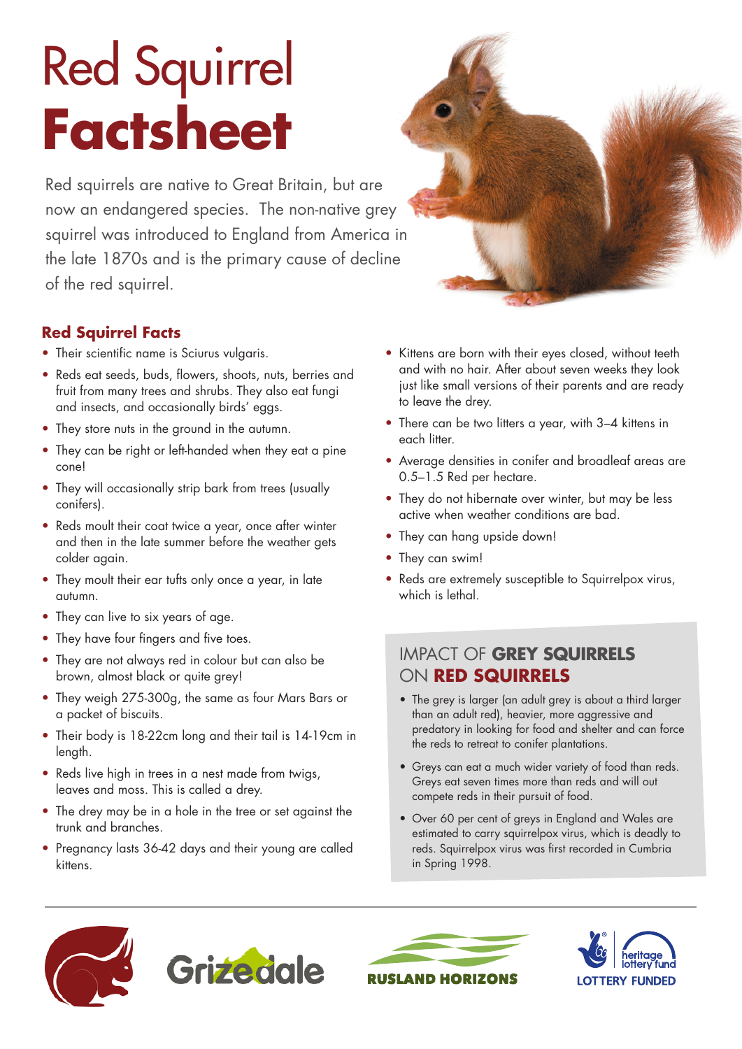# Red Squirrel **Factsheet**

Red squirrels are native to Great Britain, but are now an endangered species. The non-native grey squirrel was introduced to England from America in the late 1870s and is the primary cause of decline of the red squirrel.

## Red Squirrel Facts

- Their scientific name is Sciurus vulgaris.
- Reds eat seeds, buds, flowers, shoots, nuts, berries and fruit from many trees and shrubs. They also eat fungi and insects, and occasionally birds' eggs.
- They store nuts in the ground in the autumn.
- They can be right or left-handed when they eat a pine cone!
- They will occasionally strip bark from trees (usually conifers).
- Reds moult their coat twice a year, once after winter and then in the late summer before the weather gets colder again.
- They moult their ear tufts only once a year, in late autumn.
- They can live to six years of age.
- They have four fingers and five toes.
- They are not always red in colour but can also be brown, almost black or quite grey!
- They weigh 275-300g, the same as four Mars Bars or a packet of biscuits.
- Their body is 18-22cm long and their tail is 14-19cm in length.
- Reds live high in trees in a nest made from twigs, leaves and moss. This is called a drey.
- The drey may be in a hole in the tree or set against the trunk and branches.
- Pregnancy lasts 36-42 days and their young are called kittens.
- Kittens are born with their eyes closed, without teeth and with no hair. After about seven weeks they look just like small versions of their parents and are ready to leave the drey.
- There can be two litters a year, with 3–4 kittens in each litter.
- Average densities in conifer and broadleaf areas are 0.5–1.5 Red per hectare.
- They do not hibernate over winter, but may be less active when weather conditions are bad.
- They can hang upside down!
- They can swim!
- Reds are extremely susceptible to Squirrelpox virus, which is lethal.

## IMPACT OF **GREY SQUIRRELS** ON **RED SQUIRRELS**

- The grey is larger (an adult grey is about a third larger than an adult red), heavier, more aggressive and predatory in looking for food and shelter and can force the reds to retreat to conifer plantations.
- Greys can eat a much wider variety of food than reds. Greys eat seven times more than reds and will out compete reds in their pursuit of food.
- Over 60 per cent of greys in England and Wales are estimated to carry squirrelpox virus, which is deadly to reds. Squirrelpox virus was first recorded in Cumbria in Spring 1998.

Grizedale | RUSLAND HORIZONS | heritage lottery fund LOTTERY FUNDED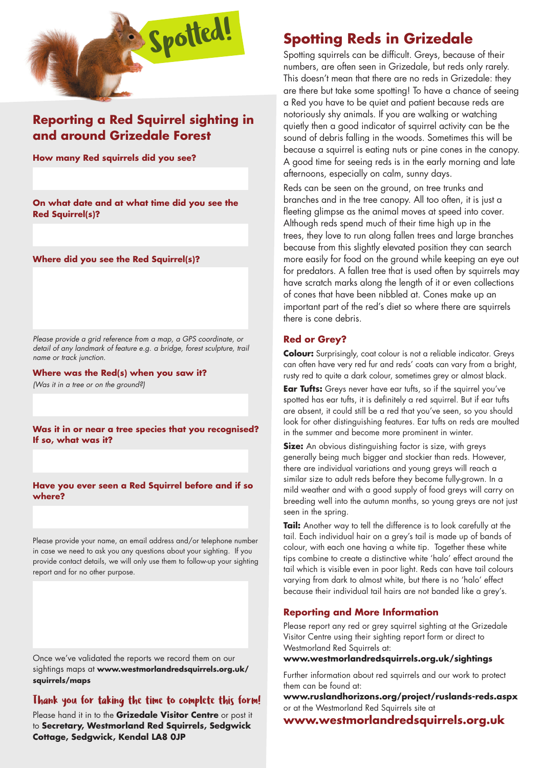Spotted!

## Reporting a Red Squirrel sighting in and around Grizedale Forest

**How many Red squirrels did you see?**

**On what date and at what time did you see the Red Squirrel(s)?**

**Where did you see the Red Squirrel(s)?**

*Please provide a grid reference from a map, a GPS coordinate, or detail of any landmark of feature e.g. a bridge, forest sculpture, trail name or track junction.*

**Where was the Red(s) when you saw it?**
*(Was it in a tree or on the ground?)*

**Was it in or near a tree species that you recognised? If so, what was it?**

**Have you ever seen a Red Squirrel before and if so where?**

Please provide your name, an email address and/or telephone number in case we need to ask you any questions about your sighting. If you provide contact details, we will only use them to follow-up your sighting report and for no other purpose.

Once we've validated the reports we record them on our sightings maps at **www.westmorlandredsquirrels.org.uk/squirrels/maps**

### Thank you for taking the time to complete this form!

Please hand it in to the **Grizedale Visitor Centre** or post it to **Secretary, Westmorland Red Squirrels, Sedgwick Cottage, Sedgwick, Kendal LA8 0JP**

## Spotting Reds in Grizedale

Spotting squirrels can be difficult. Greys, because of their numbers, are often seen in Grizedale, but reds only rarely. This doesn't mean that there are no reds in Grizedale: they are there but take some spotting! To have a chance of seeing a Red you have to be quiet and patient because reds are notoriously shy animals. If you are walking or watching quietly then a good indicator of squirrel activity can be the sound of debris falling in the woods. Sometimes this will be because a squirrel is eating nuts or pine cones in the canopy. A good time for seeing reds is in the early morning and late afternoons, especially on calm, sunny days.

Reds can be seen on the ground, on tree trunks and branches and in the tree canopy. All too often, it is just a fleeting glimpse as the animal moves at speed into cover. Although reds spend much of their time high up in the trees, they love to run along fallen trees and large branches because from this slightly elevated position they can search more easily for food on the ground while keeping an eye out for predators. A fallen tree that is used often by squirrels may have scratch marks along the length of it or even collections of cones that have been nibbled at. Cones make up an important part of the red's diet so where there are squirrels there is cone debris.

### Red or Grey?

**Colour:** Surprisingly, coat colour is not a reliable indicator. Greys can often have very red fur and reds' coats can vary from a bright, rusty red to quite a dark colour, sometimes grey or almost black.

**Ear Tufts:** Greys never have ear tufts, so if the squirrel you've spotted has ear tufts, it is definitely a red squirrel. But if ear tufts are absent, it could still be a red that you've seen, so you should look for other distinguishing features. Ear tufts on reds are moulted in the summer and become more prominent in winter.

**Size:** An obvious distinguishing factor is size, with greys generally being much bigger and stockier than reds. However, there are individual variations and young greys will reach a similar size to adult reds before they become fully-grown. In a mild weather and with a good supply of food greys will carry on breeding well into the autumn months, so young greys are not just seen in the spring.

**Tail:** Another way to tell the difference is to look carefully at the tail. Each individual hair on a grey's tail is made up of bands of colour, with each one having a white tip. Together these white tips combine to create a distinctive white 'halo' effect around the tail which is visible even in poor light. Reds can have tail colours varying from dark to almost white, but there is no 'halo' effect because their individual tail hairs are not banded like a grey's.

### Reporting and More Information

Please report any red or grey squirrel sighting at the Grizedale Visitor Centre using their sighting report form or direct to Westmorland Red Squirrels at:
**www.westmorlandredsquirrels.org.uk/sightings**

Further information about red squirrels and our work to protect them can be found at:
**www.ruslandhorizons.org/project/ruslands-reds.aspx**
or at the Westmorland Red Squirrels site at
**www.westmorlandredsquirrels.org.uk**